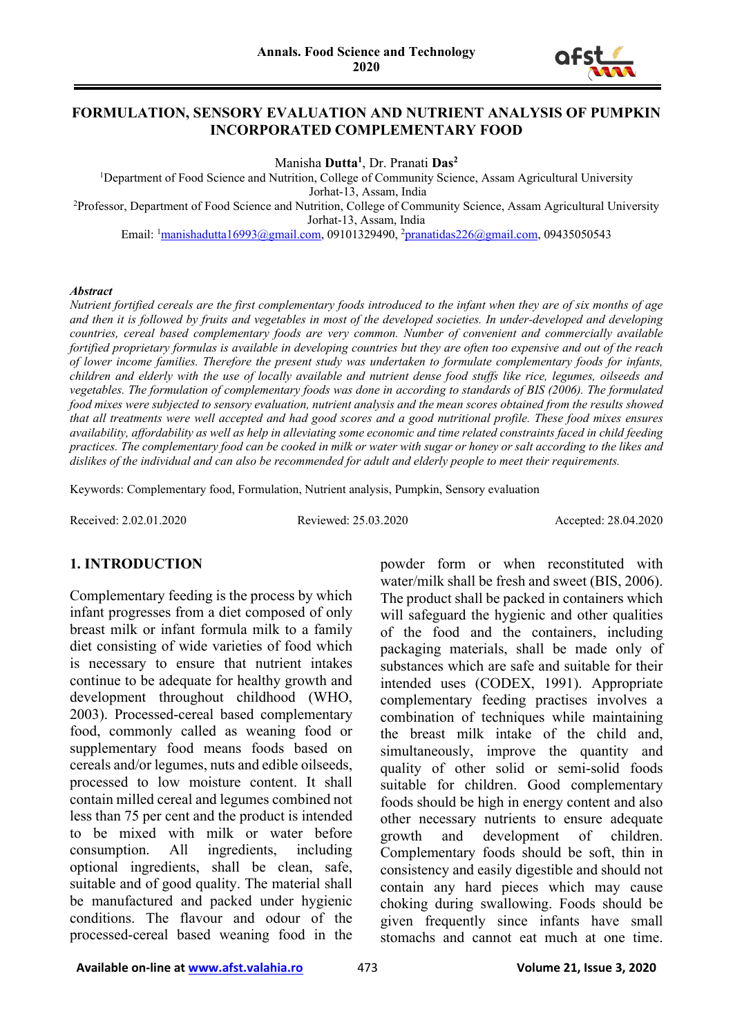# FORMULATION, SENSORY EVALUATION AND NUTRIENT ANALYSIS OF PUMPKIN INCORPORATED COMPLEMENTARY FOOD

Manisha **Dutta**[1], Dr. Pranati **Das**[2]

[1]Department of Food Science and Nutrition, College of Community Science, Assam Agricultural University Jorhat-13, Assam, India

[2]Professor, Department of Food Science and Nutrition, College of Community Science, Assam Agricultural University Jorhat-13, Assam, India

Email: [1]manishadutta16993@gmail.com, 09101329490, [2]pranatidas226@gmail.com, 09435050543

***Abstract***

*Nutrient fortified cereals are the first complementary foods introduced to the infant when they are of six months of age and then it is followed by fruits and vegetables in most of the developed societies. In under-developed and developing countries, cereal based complementary foods are very common. Number of convenient and commercially available fortified proprietary formulas is available in developing countries but they are often too expensive and out of the reach of lower income families. Therefore the present study was undertaken to formulate complementary foods for infants, children and elderly with the use of locally available and nutrient dense food stuffs like rice, legumes, oilseeds and vegetables. The formulation of complementary foods was done in according to standards of BIS (2006). The formulated food mixes were subjected to sensory evaluation, nutrient analysis and the mean scores obtained from the results showed that all treatments were well accepted and had good scores and a good nutritional profile. These food mixes ensures availability, affordability as well as help in alleviating some economic and time related constraints faced in child feeding practices. The complementary food can be cooked in milk or water with sugar or honey or salt according to the likes and dislikes of the individual and can also be recommended for adult and elderly people to meet their requirements.*

Keywords: Complementary food, Formulation, Nutrient analysis, Pumpkin, Sensory evaluation

Received: 2.02.01.2020 Reviewed: 25.03.2020 Accepted: 28.04.2020

## 1. INTRODUCTION

Complementary feeding is the process by which infant progresses from a diet composed of only breast milk or infant formula milk to a family diet consisting of wide varieties of food which is necessary to ensure that nutrient intakes continue to be adequate for healthy growth and development throughout childhood (WHO, 2003). Processed-cereal based complementary food, commonly called as weaning food or supplementary food means foods based on cereals and/or legumes, nuts and edible oilseeds, processed to low moisture content. It shall contain milled cereal and legumes combined not less than 75 per cent and the product is intended to be mixed with milk or water before consumption. All ingredients, including optional ingredients, shall be clean, safe, suitable and of good quality. The material shall be manufactured and packed under hygienic conditions. The flavour and odour of the processed-cereal based weaning food in the powder form or when reconstituted with water/milk shall be fresh and sweet (BIS, 2006). The product shall be packed in containers which will safeguard the hygienic and other qualities of the food and the containers, including packaging materials, shall be made only of substances which are safe and suitable for their intended uses (CODEX, 1991). Appropriate complementary feeding practises involves a combination of techniques while maintaining the breast milk intake of the child and, simultaneously, improve the quantity and quality of other solid or semi-solid foods suitable for children. Good complementary foods should be high in energy content and also other necessary nutrients to ensure adequate growth and development of children. Complementary foods should be soft, thin in consistency and easily digestible and should not contain any hard pieces which may cause choking during swallowing. Foods should be given frequently since infants have small stomachs and cannot eat much at one time.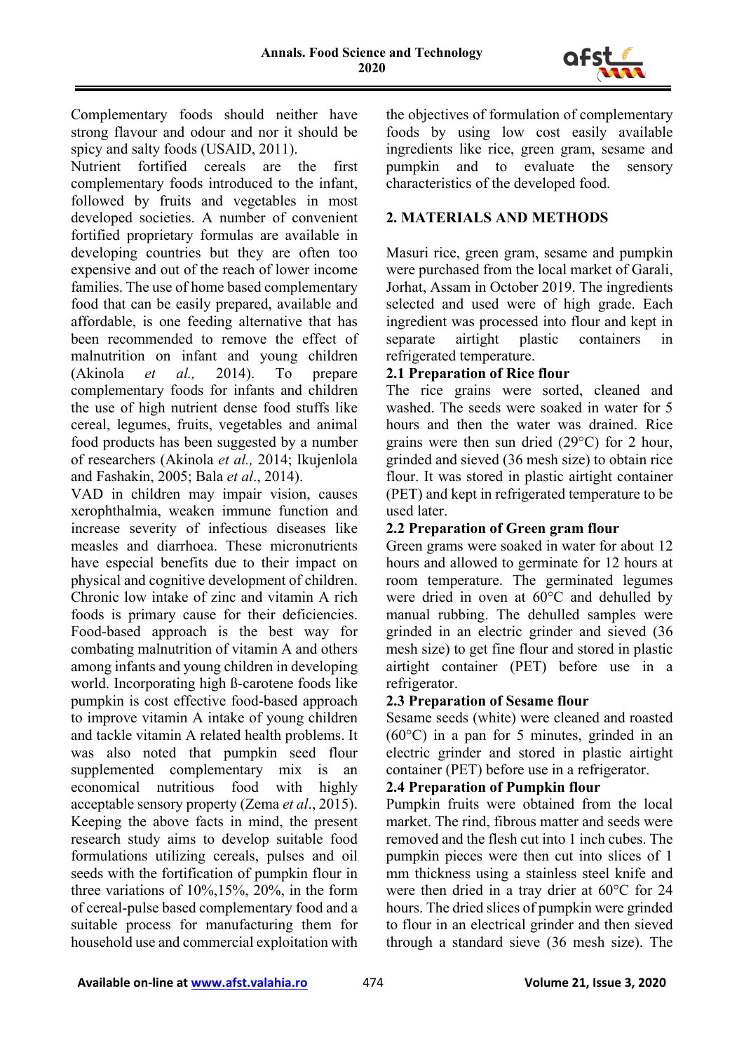Complementary foods should neither have strong flavour and odour and nor it should be spicy and salty foods (USAID, 2011).

Nutrient fortified cereals are the first complementary foods introduced to the infant, followed by fruits and vegetables in most developed societies. A number of convenient fortified proprietary formulas are available in developing countries but they are often too expensive and out of the reach of lower income families. The use of home based complementary food that can be easily prepared, available and affordable, is one feeding alternative that has been recommended to remove the effect of malnutrition on infant and young children (Akinola *et al.,* 2014). To prepare complementary foods for infants and children the use of high nutrient dense food stuffs like cereal, legumes, fruits, vegetables and animal food products has been suggested by a number of researchers (Akinola *et al.,* 2014; Ikujenlola and Fashakin, 2005; Bala *et al*., 2014).

VAD in children may impair vision, causes xerophthalmia, weaken immune function and increase severity of infectious diseases like measles and diarrhoea. These micronutrients have especial benefits due to their impact on physical and cognitive development of children. Chronic low intake of zinc and vitamin A rich foods is primary cause for their deficiencies. Food-based approach is the best way for combating malnutrition of vitamin A and others among infants and young children in developing world. Incorporating high ß-carotene foods like pumpkin is cost effective food-based approach to improve vitamin A intake of young children and tackle vitamin A related health problems. It was also noted that pumpkin seed flour supplemented complementary mix is an economical nutritious food with highly acceptable sensory property (Zema *et al*., 2015). Keeping the above facts in mind, the present research study aims to develop suitable food formulations utilizing cereals, pulses and oil seeds with the fortification of pumpkin flour in three variations of 10%,15%, 20%, in the form of cereal-pulse based complementary food and a suitable process for manufacturing them for household use and commercial exploitation with the objectives of formulation of complementary foods by using low cost easily available ingredients like rice, green gram, sesame and pumpkin and to evaluate the sensory characteristics of the developed food.

## 2. MATERIALS AND METHODS

Masuri rice, green gram, sesame and pumpkin were purchased from the local market of Garali, Jorhat, Assam in October 2019. The ingredients selected and used were of high grade. Each ingredient was processed into flour and kept in separate airtight plastic containers in refrigerated temperature.

### 2.1 Preparation of Rice flour

The rice grains were sorted, cleaned and washed. The seeds were soaked in water for 5 hours and then the water was drained. Rice grains were then sun dried (29°C) for 2 hour, grinded and sieved (36 mesh size) to obtain rice flour. It was stored in plastic airtight container (PET) and kept in refrigerated temperature to be used later.

### 2.2 Preparation of Green gram flour

Green grams were soaked in water for about 12 hours and allowed to germinate for 12 hours at room temperature. The germinated legumes were dried in oven at 60°C and dehulled by manual rubbing. The dehulled samples were grinded in an electric grinder and sieved (36 mesh size) to get fine flour and stored in plastic airtight container (PET) before use in a refrigerator.

### 2.3 Preparation of Sesame flour

Sesame seeds (white) were cleaned and roasted (60°C) in a pan for 5 minutes, grinded in an electric grinder and stored in plastic airtight container (PET) before use in a refrigerator.

### 2.4 Preparation of Pumpkin flour

Pumpkin fruits were obtained from the local market. The rind, fibrous matter and seeds were removed and the flesh cut into 1 inch cubes. The pumpkin pieces were then cut into slices of 1 mm thickness using a stainless steel knife and were then dried in a tray drier at 60°C for 24 hours. The dried slices of pumpkin were grinded to flour in an electrical grinder and then sieved through a standard sieve (36 mesh size). The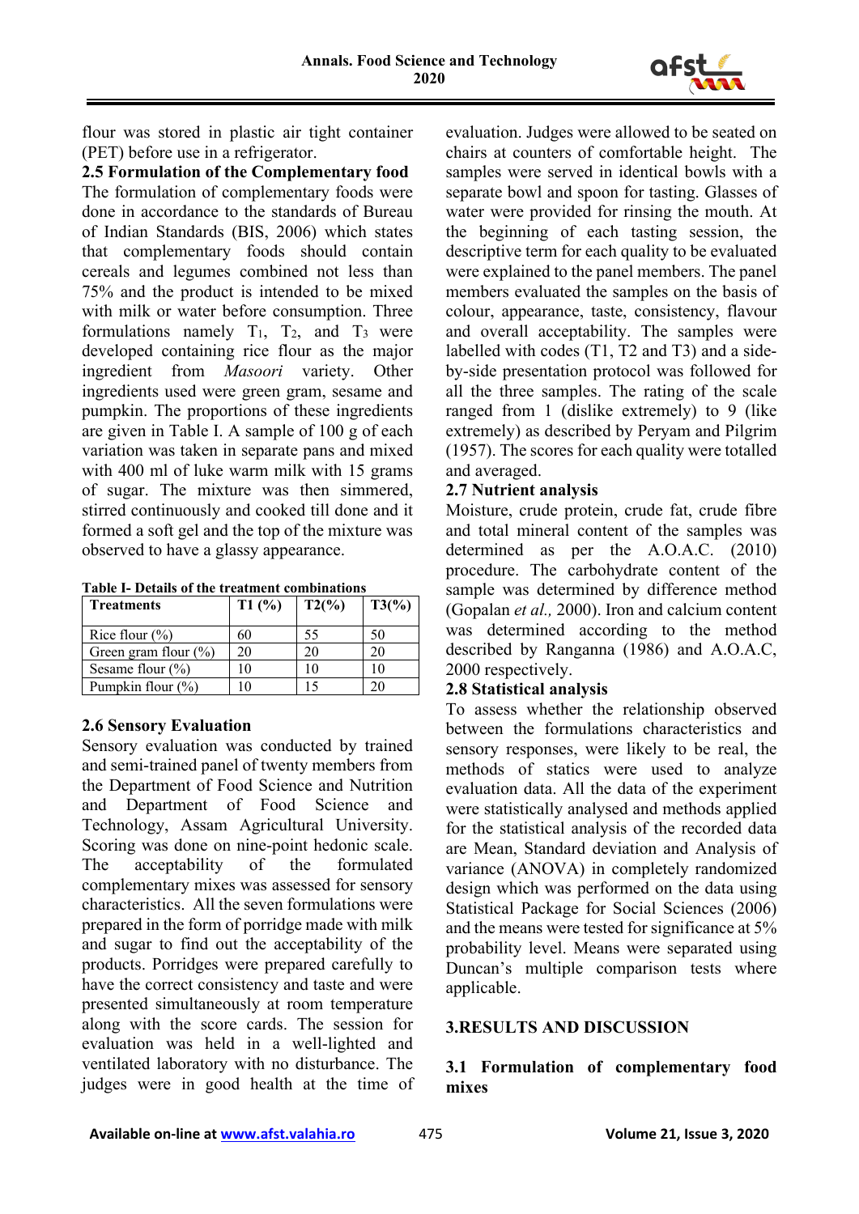flour was stored in plastic air tight container (PET) before use in a refrigerator.

**2.5 Formulation of the Complementary food**

The formulation of complementary foods were done in accordance to the standards of Bureau of Indian Standards (BIS, 2006) which states that complementary foods should contain cereals and legumes combined not less than 75% and the product is intended to be mixed with milk or water before consumption. Three formulations namely $T_1$, $T_2$, and $T_3$ were developed containing rice flour as the major ingredient from *Masoori* variety. Other ingredients used were green gram, sesame and pumpkin. The proportions of these ingredients are given in Table I. A sample of 100 g of each variation was taken in separate pans and mixed with 400 ml of luke warm milk with 15 grams of sugar. The mixture was then simmered, stirred continuously and cooked till done and it formed a soft gel and the top of the mixture was observed to have a glassy appearance.

**Table I- Details of the treatment combinations**

| Treatments | T1 (%) | T2(%) | T3(%) |
|---|---|---|---|
| Rice flour (%) | 60 | 55 | 50 |
| Green gram flour (%) | 20 | 20 | 20 |
| Sesame flour (%) | 10 | 10 | 10 |
| Pumpkin flour (%) | 10 | 15 | 20 |

**2.6 Sensory Evaluation**

Sensory evaluation was conducted by trained and semi-trained panel of twenty members from the Department of Food Science and Nutrition and Department of Food Science and Technology, Assam Agricultural University. Scoring was done on nine-point hedonic scale. The acceptability of the formulated complementary mixes was assessed for sensory characteristics. All the seven formulations were prepared in the form of porridge made with milk and sugar to find out the acceptability of the products. Porridges were prepared carefully to have the correct consistency and taste and were presented simultaneously at room temperature along with the score cards. The session for evaluation was held in a well-lighted and ventilated laboratory with no disturbance. The judges were in good health at the time of evaluation. Judges were allowed to be seated on chairs at counters of comfortable height. The samples were served in identical bowls with a separate bowl and spoon for tasting. Glasses of water were provided for rinsing the mouth. At the beginning of each tasting session, the descriptive term for each quality to be evaluated were explained to the panel members. The panel members evaluated the samples on the basis of colour, appearance, taste, consistency, flavour and overall acceptability. The samples were labelled with codes (T1, T2 and T3) and a side-by-side presentation protocol was followed for all the three samples. The rating of the scale ranged from 1 (dislike extremely) to 9 (like extremely) as described by Peryam and Pilgrim (1957). The scores for each quality were totalled and averaged.

**2.7 Nutrient analysis**

Moisture, crude protein, crude fat, crude fibre and total mineral content of the samples was determined as per the A.O.A.C. (2010) procedure. The carbohydrate content of the sample was determined by difference method (Gopalan *et al.,* 2000). Iron and calcium content was determined according to the method described by Ranganna (1986) and A.O.A.C, 2000 respectively.

**2.8 Statistical analysis**

To assess whether the relationship observed between the formulations characteristics and sensory responses, were likely to be real, the methods of statics were used to analyze evaluation data. All the data of the experiment were statistically analysed and methods applied for the statistical analysis of the recorded data are Mean, Standard deviation and Analysis of variance (ANOVA) in completely randomized design which was performed on the data using Statistical Package for Social Sciences (2006) and the means were tested for significance at 5% probability level. Means were separated using Duncan's multiple comparison tests where applicable.

## 3.RESULTS AND DISCUSSION

**3.1 Formulation of complementary food mixes**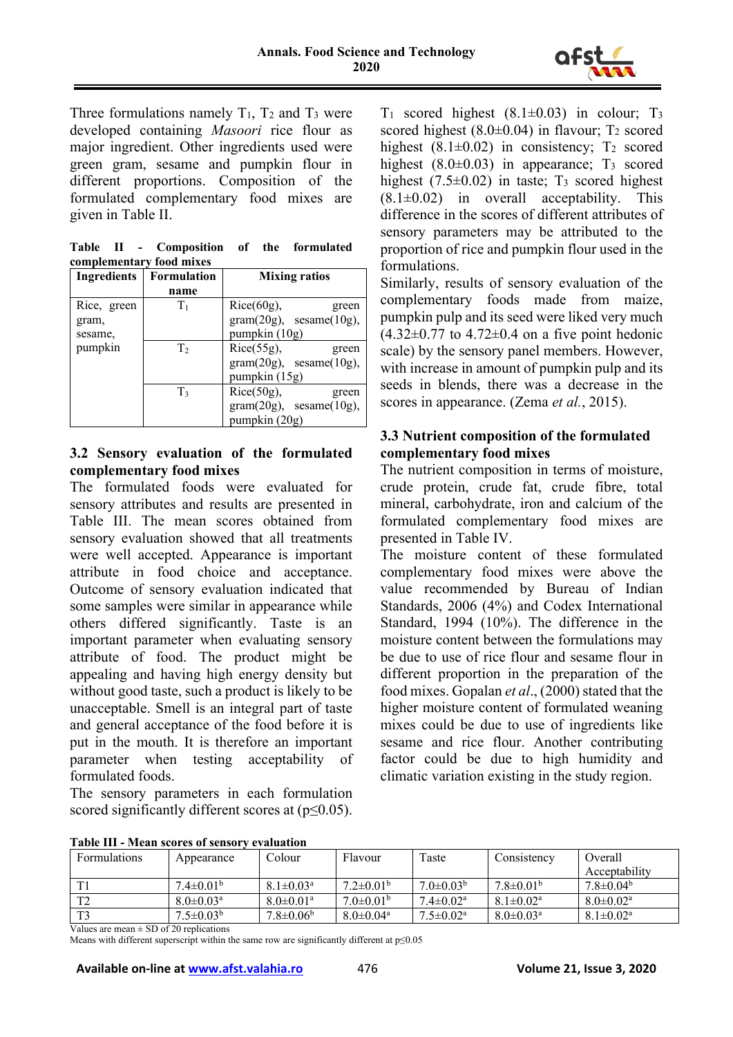Three formulations namely $T_1$, $T_2$ and $T_3$ were developed containing *Masoori* rice flour as major ingredient. Other ingredients used were green gram, sesame and pumpkin flour in different proportions. Composition of the formulated complementary food mixes are given in Table II.

**Table II - Composition of the formulated complementary food mixes**

| Ingredients | Formulation name | Mixing ratios |
|---|---|---|
| Rice, green gram, sesame, pumpkin | $T_1$ | Rice(60g), green gram(20g), sesame(10g), pumpkin (10g) |
| | $T_2$ | Rice(55g), green gram(20g), sesame(10g), pumpkin (15g) |
| | $T_3$ | Rice(50g), green gram(20g), sesame(10g), pumpkin (20g) |

### 3.2 Sensory evaluation of the formulated complementary food mixes

The formulated foods were evaluated for sensory attributes and results are presented in Table III. The mean scores obtained from sensory evaluation showed that all treatments were well accepted. Appearance is important attribute in food choice and acceptance. Outcome of sensory evaluation indicated that some samples were similar in appearance while others differed significantly. Taste is an important parameter when evaluating sensory attribute of food. The product might be appealing and having high energy density but without good taste, such a product is likely to be unacceptable. Smell is an integral part of taste and general acceptance of the food before it is put in the mouth. It is therefore an important parameter when testing acceptability of formulated foods.

The sensory parameters in each formulation scored significantly different scores at ($p \leq 0.05$).

$T_1$ scored highest (8.1±0.03) in colour; $T_3$ scored highest (8.0±0.04) in flavour; $T_2$ scored highest (8.1±0.02) in consistency; $T_2$ scored highest (8.0±0.03) in appearance; $T_3$ scored highest (7.5±0.02) in taste; $T_3$ scored highest (8.1±0.02) in overall acceptability. This difference in the scores of different attributes of sensory parameters may be attributed to the proportion of rice and pumpkin flour used in the formulations.

Similarly, results of sensory evaluation of the complementary foods made from maize, pumpkin pulp and its seed were liked very much (4.32±0.77 to 4.72±0.4 on a five point hedonic scale) by the sensory panel members. However, with increase in amount of pumpkin pulp and its seeds in blends, there was a decrease in the scores in appearance. (Zema *et al.*, 2015).

### 3.3 Nutrient composition of the formulated complementary food mixes

The nutrient composition in terms of moisture, crude protein, crude fat, crude fibre, total mineral, carbohydrate, iron and calcium of the formulated complementary food mixes are presented in Table IV.

The moisture content of these formulated complementary food mixes were above the value recommended by Bureau of Indian Standards, 2006 (4%) and Codex International Standard, 1994 (10%). The difference in the moisture content between the formulations may be due to use of rice flour and sesame flour in different proportion in the preparation of the food mixes. Gopalan *et al*., (2000) stated that the higher moisture content of formulated weaning mixes could be due to use of ingredients like sesame and rice flour. Another contributing factor could be due to high humidity and climatic variation existing in the study region.

**Table III - Mean scores of sensory evaluation**

| Formulations | Appearance | Colour | Flavour | Taste | Consistency | Overall Acceptability |
|---|---|---|---|---|---|---|
| T1 | $7.4±0.01^b$ | $8.1±0.03^a$ | $7.2±0.01^b$ | $7.0±0.03^b$ | $7.8±0.01^b$ | $7.8±0.04^b$ |
| T2 | $8.0±0.03^a$ | $8.0±0.01^a$ | $7.0±0.01^b$ | $7.4±0.02^a$ | $8.1±0.02^a$ | $8.0±0.02^a$ |
| T3 | $7.5±0.03^b$ | $7.8±0.06^b$ | $8.0±0.04^a$ | $7.5±0.02^a$ | $8.0±0.03^a$ | $8.1±0.02^a$ |

Values are mean ± SD of 20 replications

Means with different superscript within the same row are significantly different at $p \leq 0.05$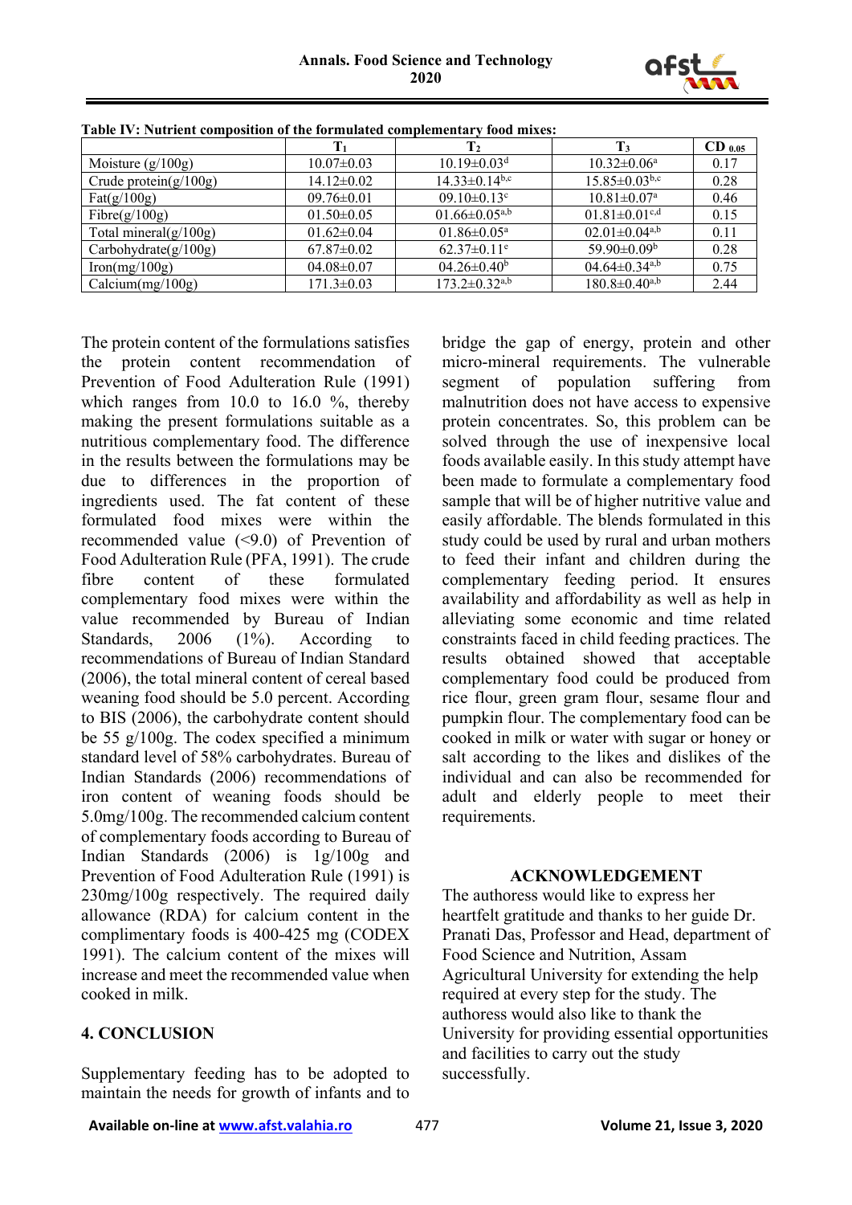**Table IV: Nutrient composition of the formulated complementary food mixes:**

| | $T_1$ | $T_2$ | $T_3$ | $CD_{0.05}$ |
|---|---|---|---|---|
| Moisture (g/100g) | 10.07±0.03 | 10.19±0.03[d] | 10.32±0.06[a] | 0.17 |
| Crude protein(g/100g) | 14.12±0.02 | 14.33±0.14[b,c] | 15.85±0.03[b,c] | 0.28 |
| Fat(g/100g) | 09.76±0.01 | 09.10±0.13[c] | 10.81±0.07[a] | 0.46 |
| Fibre(g/100g) | 01.50±0.05 | 01.66±0.05[a,b] | 01.81±0.01[c,d] | 0.15 |
| Total mineral(g/100g) | 01.62±0.04 | 01.86±0.05[a] | 02.01±0.04[a,b] | 0.11 |
| Carbohydrate(g/100g) | 67.87±0.02 | 62.37±0.11[e] | 59.90±0.09[b] | 0.28 |
| Iron(mg/100g) | 04.08±0.07 | 04.26±0.40[b] | 04.64±0.34[a,b] | 0.75 |
| Calcium(mg/100g) | 171.3±0.03 | 173.2±0.32[a,b] | 180.8±0.40[a,b] | 2.44 |

The protein content of the formulations satisfies the protein content recommendation of Prevention of Food Adulteration Rule (1991) which ranges from 10.0 to 16.0 %, thereby making the present formulations suitable as a nutritious complementary food. The difference in the results between the formulations may be due to differences in the proportion of ingredients used. The fat content of these formulated food mixes were within the recommended value (<9.0) of Prevention of Food Adulteration Rule (PFA, 1991). The crude fibre content of these formulated complementary food mixes were within the value recommended by Bureau of Indian Standards, 2006 (1%). According to recommendations of Bureau of Indian Standard (2006), the total mineral content of cereal based weaning food should be 5.0 percent. According to BIS (2006), the carbohydrate content should be 55 g/100g. The codex specified a minimum standard level of 58% carbohydrates. Bureau of Indian Standards (2006) recommendations of iron content of weaning foods should be 5.0mg/100g. The recommended calcium content of complementary foods according to Bureau of Indian Standards (2006) is 1g/100g and Prevention of Food Adulteration Rule (1991) is 230mg/100g respectively. The required daily allowance (RDA) for calcium content in the complimentary foods is 400-425 mg (CODEX 1991). The calcium content of the mixes will increase and meet the recommended value when cooked in milk.

## 4. CONCLUSION

Supplementary feeding has to be adopted to maintain the needs for growth of infants and to bridge the gap of energy, protein and other micro-mineral requirements. The vulnerable segment of population suffering from malnutrition does not have access to expensive protein concentrates. So, this problem can be solved through the use of inexpensive local foods available easily. In this study attempt have been made to formulate a complementary food sample that will be of higher nutritive value and easily affordable. The blends formulated in this study could be used by rural and urban mothers to feed their infant and children during the complementary feeding period. It ensures availability and affordability as well as help in alleviating some economic and time related constraints faced in child feeding practices. The results obtained showed that acceptable complementary food could be produced from rice flour, green gram flour, sesame flour and pumpkin flour. The complementary food can be cooked in milk or water with sugar or honey or salt according to the likes and dislikes of the individual and can also be recommended for adult and elderly people to meet their requirements.

## ACKNOWLEDGEMENT

The authoress would like to express her heartfelt gratitude and thanks to her guide Dr. Pranati Das, Professor and Head, department of Food Science and Nutrition, Assam Agricultural University for extending the help required at every step for the study. The authoress would also like to thank the University for providing essential opportunities and facilities to carry out the study successfully.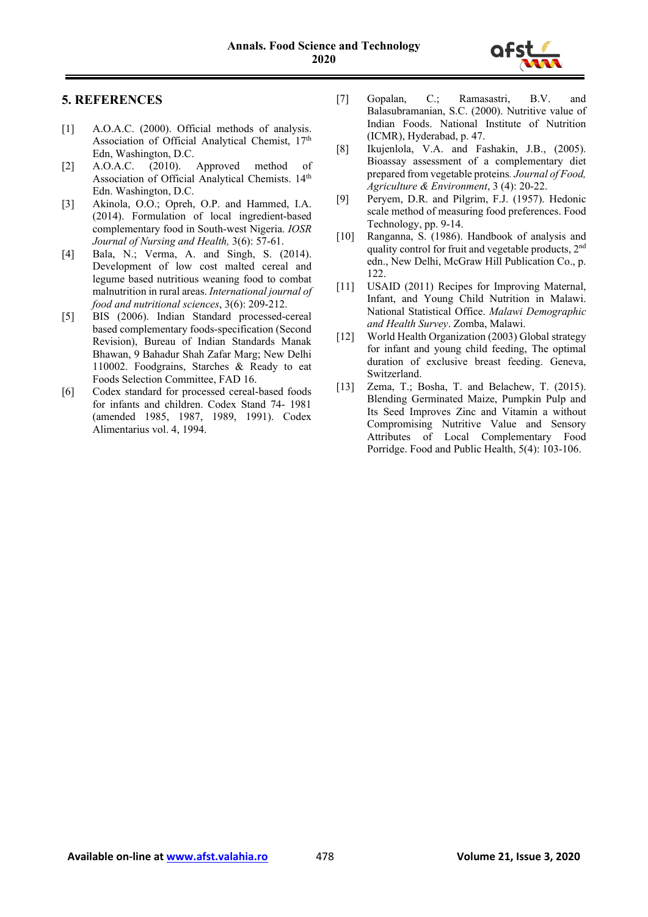## 5. REFERENCES

[1] A.O.A.C. (2000). Official methods of analysis. Association of Official Analytical Chemist, 17th Edn, Washington, D.C.

[2] A.O.A.C. (2010). Approved method of Association of Official Analytical Chemists. 14th Edn. Washington, D.C.

[3] Akinola, O.O.; Opreh, O.P. and Hammed, I.A. (2014). Formulation of local ingredient-based complementary food in South-west Nigeria. *IOSR Journal of Nursing and Health,* 3(6): 57-61.

[4] Bala, N.; Verma, A. and Singh, S. (2014). Development of low cost malted cereal and legume based nutritious weaning food to combat malnutrition in rural areas. *International journal of food and nutritional sciences*, 3(6): 209-212.

[5] BIS (2006). Indian Standard processed-cereal based complementary foods-specification (Second Revision), Bureau of Indian Standards Manak Bhawan, 9 Bahadur Shah Zafar Marg; New Delhi 110002. Foodgrains, Starches & Ready to eat Foods Selection Committee, FAD 16.

[6] Codex standard for processed cereal-based foods for infants and children. Codex Stand 74- 1981 (amended 1985, 1987, 1989, 1991). Codex Alimentarius vol. 4, 1994.

[7] Gopalan, C.; Ramasastri, B.V. and Balasubramanian, S.C. (2000). Nutritive value of Indian Foods. National Institute of Nutrition (ICMR), Hyderabad, p. 47.

[8] Ikujenlola, V.A. and Fashakin, J.B., (2005). Bioassay assessment of a complementary diet prepared from vegetable proteins*. Journal of Food, Agriculture & Environment*, 3 (4): 20-22.

[9] Peryem, D.R. and Pilgrim, F.J. (1957). Hedonic scale method of measuring food preferences. Food Technology, pp. 9-14.

[10] Ranganna, S. (1986). Handbook of analysis and quality control for fruit and vegetable products, 2nd edn., New Delhi, McGraw Hill Publication Co., p. 122.

[11] USAID (2011) Recipes for Improving Maternal, Infant, and Young Child Nutrition in Malawi. National Statistical Office. *Malawi Demographic and Health Survey*. Zomba, Malawi.

[12] World Health Organization (2003) Global strategy for infant and young child feeding, The optimal duration of exclusive breast feeding. Geneva, Switzerland.

[13] Zema, T.; Bosha, T. and Belachew, T. (2015). Blending Germinated Maize, Pumpkin Pulp and Its Seed Improves Zinc and Vitamin a without Compromising Nutritive Value and Sensory Attributes of Local Complementary Food Porridge. Food and Public Health, 5(4): 103-106.